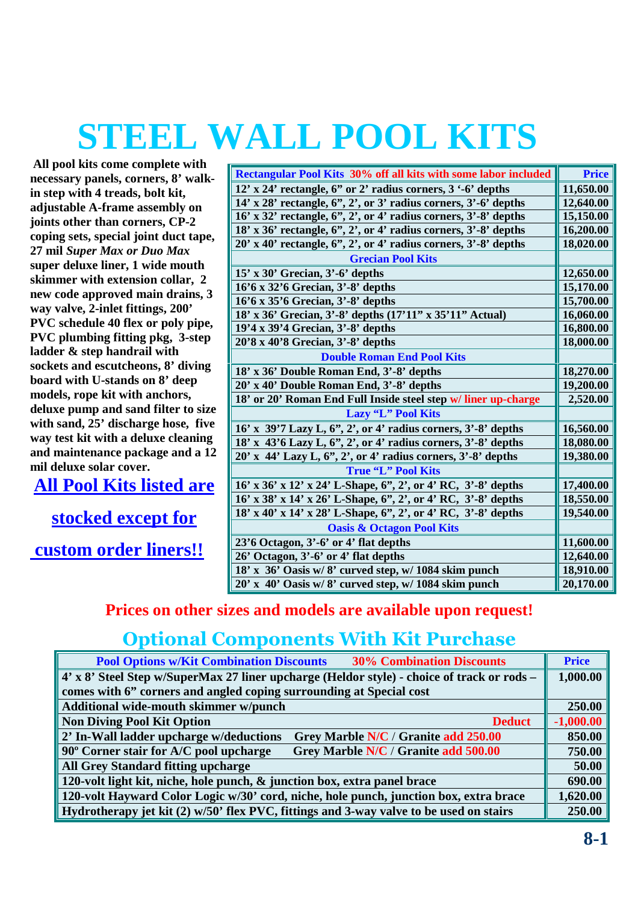# STEEL WALL POOL KITS

**All pool kits come complete with necessary panels, corners, 8' walk-in step with 4 treads, bolt kit, adjustable A-frame assembly on joints other than corners, CP-2 coping sets, special joint duct tape, 27 mil *Super Max or Duo Max* super deluxe liner, 1 wide mouth skimmer with extension collar, 2 new code approved main drains, 3 way valve, 2-inlet fittings, 200' PVC schedule 40 flex or poly pipe, PVC plumbing fitting pkg, 3-step ladder & step handrail with sockets and escutcheons, 8' diving board with U-stands on 8' deep models, rope kit with anchors, deluxe pump and sand filter to size with sand, 25' discharge hose, five way test kit with a deluxe cleaning and maintenance package and a 12 mil deluxe solar cover.**

**All Pool Kits listed are stocked except for custom order liners!!**

| Rectangular Pool Kits 30% off all kits with some labor included | Price |
|---|---|
| 12' x 24' rectangle, 6" or 2' radius corners, 3 '-6' depths | 11,650.00 |
| 14' x 28' rectangle, 6", 2', or 3' radius corners, 3'-6' depths | 12,640.00 |
| 16' x 32' rectangle, 6", 2', or 4' radius corners, 3'-8' depths | 15,150.00 |
| 18' x 36' rectangle, 6", 2', or 4' radius corners, 3'-8' depths | 16,200.00 |
| 20' x 40' rectangle, 6", 2', or 4' radius corners, 3'-8' depths | 18,020.00 |
| **Grecian Pool Kits** | |
| 15' x 30' Grecian, 3'-6' depths | 12,650.00 |
| 16'6 x 32'6 Grecian, 3'-8' depths | 15,170.00 |
| 16'6 x 35'6 Grecian, 3'-8' depths | 15,700.00 |
| 18' x 36' Grecian, 3'-8' depths (17'11" x 35'11" Actual) | 16,060.00 |
| 19'4 x 39'4 Grecian, 3'-8' depths | 16,800.00 |
| 20'8 x 40'8 Grecian, 3'-8' depths | 18,000.00 |
| **Double Roman End Pool Kits** | |
| 18' x 36' Double Roman End, 3'-8' depths | 18,270.00 |
| 20' x 40' Double Roman End, 3'-8' depths | 19,200.00 |
| 18' or 20' Roman End Full Inside steel step w/ liner up-charge | 2,520.00 |
| **Lazy "L" Pool Kits** | |
| 16' x 39'7 Lazy L, 6", 2', or 4' radius corners, 3'-8' depths | 16,560.00 |
| 18' x 43'6 Lazy L, 6", 2', or 4' radius corners, 3'-8' depths | 18,080.00 |
| 20' x 44' Lazy L, 6", 2', or 4' radius corners, 3'-8' depths | 19,380.00 |
| **True "L" Pool Kits** | |
| 16' x 36' x 12' x 24' L-Shape, 6", 2', or 4' RC, 3'-8' depths | 17,400.00 |
| 16' x 38' x 14' x 26' L-Shape, 6", 2', or 4' RC, 3'-8' depths | 18,550.00 |
| 18' x 40' x 14' x 28' L-Shape, 6", 2', or 4' RC, 3'-8' depths | 19,540.00 |
| **Oasis & Octagon Pool Kits** | |
| 23'6 Octagon, 3'-6' or 4' flat depths | 11,600.00 |
| 26' Octagon, 3'-6' or 4' flat depths | 12,640.00 |
| 18' x 36' Oasis w/ 8' curved step, w/ 1084 skim punch | 18,910.00 |
| 20' x 40' Oasis w/ 8' curved step, w/ 1084 skim punch | 20,170.00 |

**Prices on other sizes and models are available upon request!**

## Optional Components With Kit Purchase

| Pool Options w/Kit Combination Discounts 30% Combination Discounts | Price |
|---|---|
| 4' x 8' Steel Step w/SuperMax 27 liner upcharge (Heldor style) - choice of track or rods – comes with 6" corners and angled coping surrounding at Special cost | 1,000.00 |
| Additional wide-mouth skimmer w/punch | 250.00 |
| Non Diving Pool Kit Option — Deduct | -1,000.00 |
| 2' In-Wall ladder upcharge w/deductions — Grey Marble N/C / Granite add 250.00 | 850.00 |
| 90º Corner stair for A/C pool upcharge — Grey Marble N/C / Granite add 500.00 | 750.00 |
| All Grey Standard fitting upcharge | 50.00 |
| 120-volt light kit, niche, hole punch, & junction box, extra panel brace | 690.00 |
| 120-volt Hayward Color Logic w/30' cord, niche, hole punch, junction box, extra brace | 1,620.00 |
| Hydrotherapy jet kit (2) w/50' flex PVC, fittings and 3-way valve to be used on stairs | 250.00 |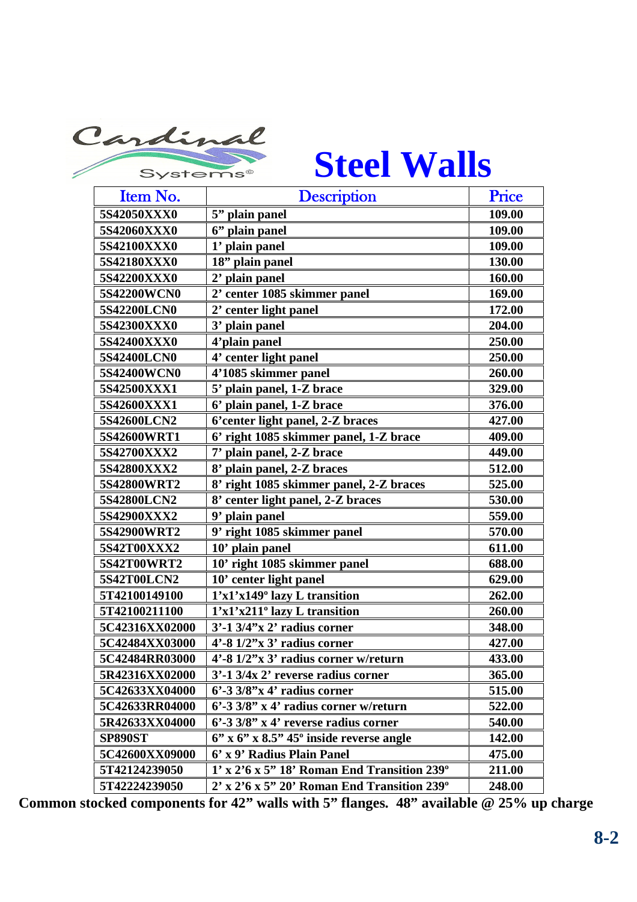Cardinal Systems®

# Steel Walls

| Item No. | Description | Price |
|---|---|---|
| 5S42050XXX0 | 5" plain panel | 109.00 |
| 5S42060XXX0 | 6" plain panel | 109.00 |
| 5S42100XXX0 | 1' plain panel | 109.00 |
| 5S42180XXX0 | 18" plain panel | 130.00 |
| 5S42200XXX0 | 2' plain panel | 160.00 |
| 5S42200WCN0 | 2' center 1085 skimmer panel | 169.00 |
| 5S42200LCN0 | 2' center light panel | 172.00 |
| 5S42300XXX0 | 3' plain panel | 204.00 |
| 5S42400XXX0 | 4'plain panel | 250.00 |
| 5S42400LCN0 | 4' center light panel | 250.00 |
| 5S42400WCN0 | 4'1085 skimmer panel | 260.00 |
| 5S42500XXX1 | 5' plain panel, 1-Z brace | 329.00 |
| 5S42600XXX1 | 6' plain panel, 1-Z brace | 376.00 |
| 5S42600LCN2 | 6'center light panel, 2-Z braces | 427.00 |
| 5S42600WRT1 | 6' right 1085 skimmer panel, 1-Z brace | 409.00 |
| 5S42700XXX2 | 7' plain panel, 2-Z brace | 449.00 |
| 5S42800XXX2 | 8' plain panel, 2-Z braces | 512.00 |
| 5S42800WRT2 | 8' right 1085 skimmer panel, 2-Z braces | 525.00 |
| 5S42800LCN2 | 8' center light panel, 2-Z braces | 530.00 |
| 5S42900XXX2 | 9' plain panel | 559.00 |
| 5S42900WRT2 | 9' right 1085 skimmer panel | 570.00 |
| 5S42T00XXX2 | 10' plain panel | 611.00 |
| 5S42T00WRT2 | 10' right 1085 skimmer panel | 688.00 |
| 5S42T00LCN2 | 10' center light panel | 629.00 |
| 5T42100149100 | 1'x1'x149º lazy L transition | 262.00 |
| 5T42100211100 | 1'x1'x211º lazy L transition | 260.00 |
| 5C42316XX02000 | 3'-1 3/4"x 2' radius corner | 348.00 |
| 5C42484XX03000 | 4'-8 1/2"x 3' radius corner | 427.00 |
| 5C42484RR03000 | 4'-8 1/2"x 3' radius corner w/return | 433.00 |
| 5R42316XX02000 | 3'-1 3/4x 2' reverse radius corner | 365.00 |
| 5C42633XX04000 | 6'-3 3/8"x 4' radius corner | 515.00 |
| 5C42633RR04000 | 6'-3 3/8" x 4' radius corner w/return | 522.00 |
| 5R42633XX04000 | 6'-3 3/8" x 4' reverse radius corner | 540.00 |
| SP890ST | 6" x 6" x 8.5" 45º inside reverse angle | 142.00 |
| 5C42600XX09000 | 6' x 9' Radius Plain Panel | 475.00 |
| 5T42124239050 | 1' x 2'6 x 5" 18' Roman End Transition 239º | 211.00 |
| 5T42224239050 | 2' x 2'6 x 5" 20' Roman End Transition 239º | 248.00 |

**Common stocked components for 42" walls with 5" flanges. 48" available @ 25% up charge**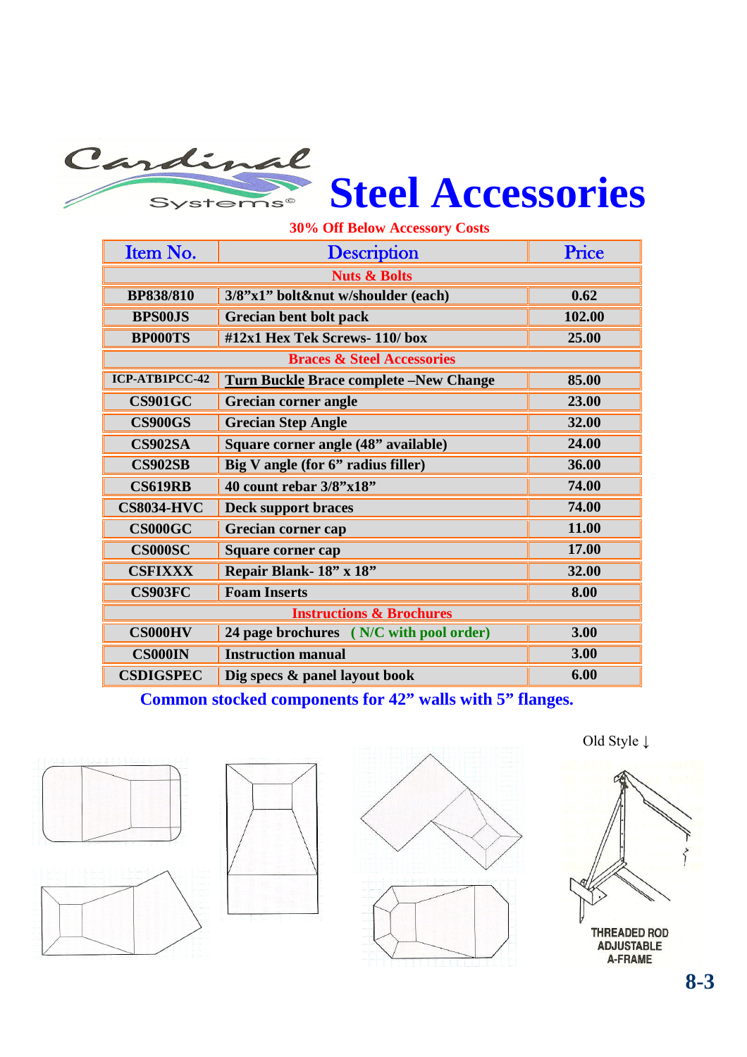# Steel Accessories

**30% Off Below Accessory Costs**

| Item No. | Description | Price |
|---|---|---|
| | **Nuts & Bolts** | |
| BP838/810 | 3/8"x1" bolt&nut w/shoulder (each) | 0.62 |
| BPS00JS | Grecian bent bolt pack | 102.00 |
| BP000TS | #12x1 Hex Tek Screws- 110/ box | 25.00 |
| | **Braces & Steel Accessories** | |
| ICP-ATB1PCC-42 | Turn Buckle Brace complete –New Change | 85.00 |
| CS901GC | Grecian corner angle | 23.00 |
| CS900GS | Grecian Step Angle | 32.00 |
| CS902SA | Square corner angle (48" available) | 24.00 |
| CS902SB | Big V angle (for 6" radius filler) | 36.00 |
| CS619RB | 40 count rebar 3/8"x18" | 74.00 |
| CS8034-HVC | Deck support braces | 74.00 |
| CS000GC | Grecian corner cap | 11.00 |
| CS000SC | Square corner cap | 17.00 |
| CSFIXXX | Repair Blank- 18" x 18" | 32.00 |
| CS903FC | Foam Inserts | 8.00 |
| | **Instructions & Brochures** | |
| CS000HV | 24 page brochures ( N/C with pool order) | 3.00 |
| CS000IN | Instruction manual | 3.00 |
| CSDIGSPEC | Dig specs & panel layout book | 6.00 |

**Common stocked components for 42" walls with 5" flanges.**

Old Style ↓

THREADED ROD ADJUSTABLE A-FRAME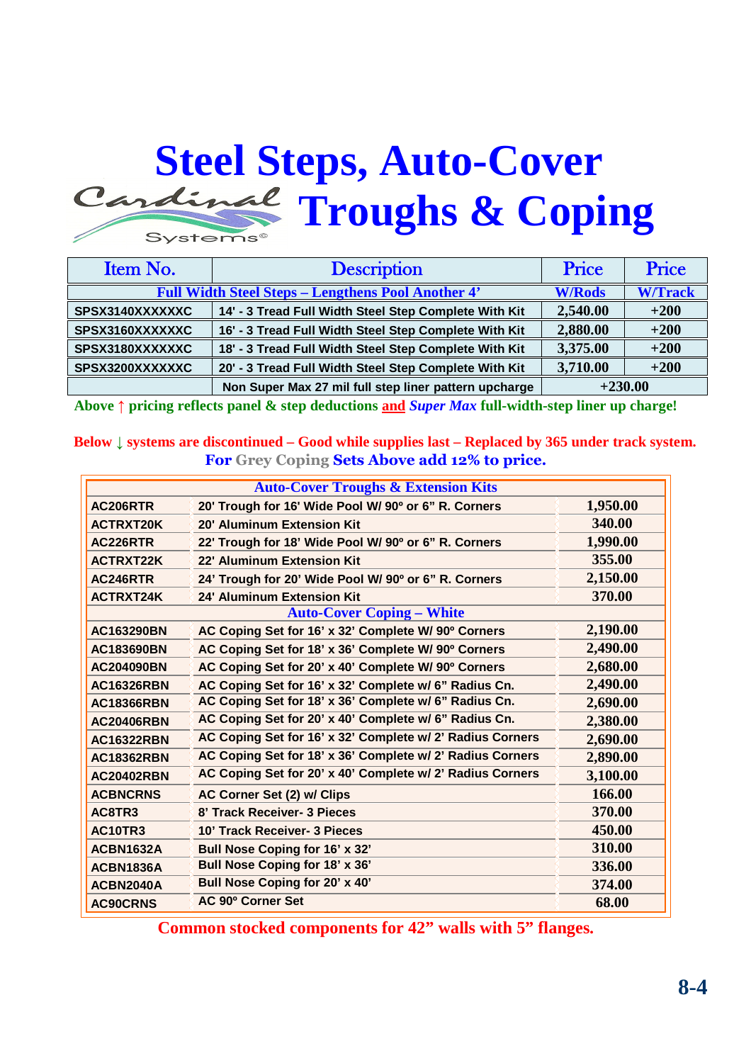# Steel Steps, Auto-Cover Troughs & Coping

Cardinal Systems©

| Item No. | Description | Price | Price |
|---|---|---|---|
| **Full Width Steel Steps – Lengthens Pool Another 4'** | | **W/Rods** | **W/Track** |
| SPSX3140XXXXXXC | 14' - 3 Tread Full Width Steel Step Complete With Kit | 2,540.00 | +200 |
| SPSX3160XXXXXXC | 16' - 3 Tread Full Width Steel Step Complete With Kit | 2,880.00 | +200 |
| SPSX3180XXXXXXC | 18' - 3 Tread Full Width Steel Step Complete With Kit | 3,375.00 | +200 |
| SPSX3200XXXXXXC | 20' - 3 Tread Full Width Steel Step Complete With Kit | 3,710.00 | +200 |
| | Non Super Max 27 mil full step liner pattern upcharge | +230.00 | |

**Above ↑ pricing reflects panel & step deductions and *Super Max* full-width-step liner up charge!**

**Below ↓ systems are discontinued – Good while supplies last – Replaced by 365 under track system.**

**For Grey Coping Sets Above add 12% to price.**

| | | |
|---|---|---|
| **Auto-Cover Troughs & Extension Kits** | | |
| AC206RTR | 20' Trough for 16' Wide Pool W/ 90º or 6" R. Corners | 1,950.00 |
| ACTRXT20K | 20' Aluminum Extension Kit | 340.00 |
| AC226RTR | 22' Trough for 18' Wide Pool W/ 90º or 6" R. Corners | 1,990.00 |
| ACTRXT22K | 22' Aluminum Extension Kit | 355.00 |
| AC246RTR | 24' Trough for 20' Wide Pool W/ 90º or 6" R. Corners | 2,150.00 |
| ACTRXT24K | 24' Aluminum Extension Kit | 370.00 |
| **Auto-Cover Coping – White** | | |
| AC163290BN | AC Coping Set for 16' x 32' Complete W/ 90º Corners | 2,190.00 |
| AC183690BN | AC Coping Set for 18' x 36' Complete W/ 90º Corners | 2,490.00 |
| AC204090BN | AC Coping Set for 20' x 40' Complete W/ 90º Corners | 2,680.00 |
| AC16326RBN | AC Coping Set for 16' x 32' Complete w/ 6" Radius Cn. | 2,490.00 |
| AC18366RBN | AC Coping Set for 18' x 36' Complete w/ 6" Radius Cn. | 2,690.00 |
| AC20406RBN | AC Coping Set for 20' x 40' Complete w/ 6" Radius Cn. | 2,380.00 |
| AC16322RBN | AC Coping Set for 16' x 32' Complete w/ 2' Radius Corners | 2,690.00 |
| AC18362RBN | AC Coping Set for 18' x 36' Complete w/ 2' Radius Corners | 2,890.00 |
| AC20402RBN | AC Coping Set for 20' x 40' Complete w/ 2' Radius Corners | 3,100.00 |
| ACBNCRNS | AC Corner Set (2) w/ Clips | 166.00 |
| AC8TR3 | 8' Track Receiver- 3 Pieces | 370.00 |
| AC10TR3 | 10' Track Receiver- 3 Pieces | 450.00 |
| ACBN1632A | Bull Nose Coping for 16' x 32' | 310.00 |
| ACBN1836A | Bull Nose Coping for 18' x 36' | 336.00 |
| ACBN2040A | Bull Nose Coping for 20' x 40' | 374.00 |
| AC90CRNS | AC 90º Corner Set | 68.00 |

**Common stocked components for 42" walls with 5" flanges.**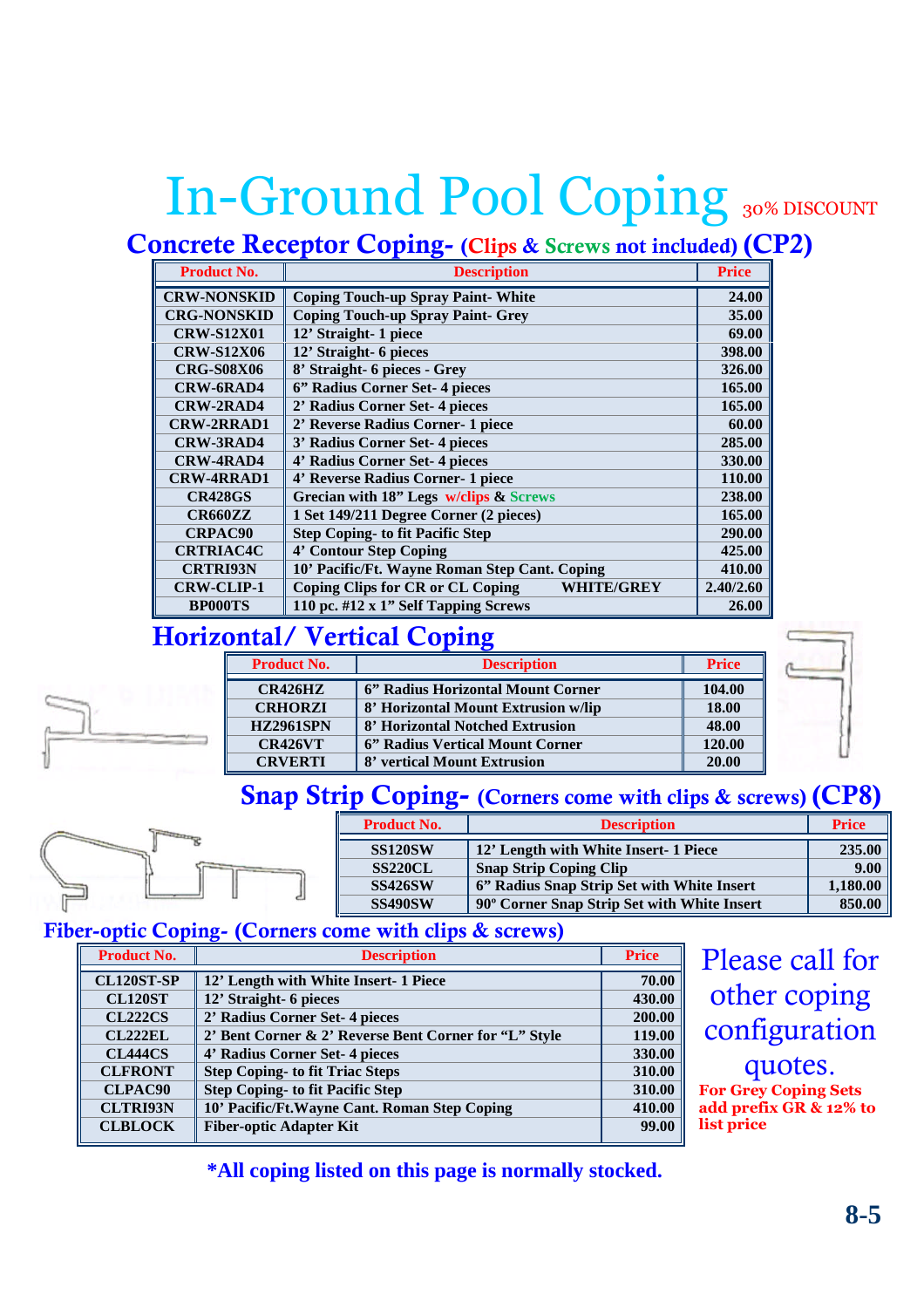# In-Ground Pool Coping 30% DISCOUNT

## Concrete Receptor Coping- (Clips & Screws not included) (CP2)

| Product No. | Description | Price |
|---|---|---|
| CRW-NONSKID | Coping Touch-up Spray Paint- White | 24.00 |
| CRG-NONSKID | Coping Touch-up Spray Paint- Grey | 35.00 |
| CRW-S12X01 | 12' Straight- 1 piece | 69.00 |
| CRW-S12X06 | 12' Straight- 6 pieces | 398.00 |
| CRG-S08X06 | 8' Straight- 6 pieces - Grey | 326.00 |
| CRW-6RAD4 | 6" Radius Corner Set- 4 pieces | 165.00 |
| CRW-2RAD4 | 2' Radius Corner Set- 4 pieces | 165.00 |
| CRW-2RRAD1 | 2' Reverse Radius Corner- 1 piece | 60.00 |
| CRW-3RAD4 | 3' Radius Corner Set- 4 pieces | 285.00 |
| CRW-4RAD4 | 4' Radius Corner Set- 4 pieces | 330.00 |
| CRW-4RRAD1 | 4' Reverse Radius Corner- 1 piece | 110.00 |
| CR428GS | Grecian with 18" Legs w/clips & Screws | 238.00 |
| CR660ZZ | 1 Set 149/211 Degree Corner (2 pieces) | 165.00 |
| CRPAC90 | Step Coping- to fit Pacific Step | 290.00 |
| CRTRIAC4C | 4' Contour Step Coping | 425.00 |
| CRTRI93N | 10' Pacific/Ft. Wayne Roman Step Cant. Coping | 410.00 |
| CRW-CLIP-1 | Coping Clips for CR or CL Coping WHITE/GREY | 2.40/2.60 |
| BP000TS | 110 pc. #12 x 1" Self Tapping Screws | 26.00 |

## Horizontal/ Vertical Coping

| Product No. | Description | Price |
|---|---|---|
| CR426HZ | 6" Radius Horizontal Mount Corner | 104.00 |
| CRHORZI | 8' Horizontal Mount Extrusion w/lip | 18.00 |
| HZ2961SPN | 8' Horizontal Notched Extrusion | 48.00 |
| CR426VT | 6" Radius Vertical Mount Corner | 120.00 |
| CRVERTI | 8' vertical Mount Extrusion | 20.00 |

## Snap Strip Coping- (Corners come with clips & screws) (CP8)

| Product No. | Description | Price |
|---|---|---|
| SS120SW | 12' Length with White Insert- 1 Piece | 235.00 |
| SS220CL | Snap Strip Coping Clip | 9.00 |
| SS426SW | 6" Radius Snap Strip Set with White Insert | 1,180.00 |
| SS490SW | 90º Corner Snap Strip Set with White Insert | 850.00 |

## Fiber-optic Coping- (Corners come with clips & screws)

| Product No. | Description | Price |
|---|---|---|
| CL120ST-SP | 12' Length with White Insert- 1 Piece | 70.00 |
| CL120ST | 12' Straight- 6 pieces | 430.00 |
| CL222CS | 2' Radius Corner Set- 4 pieces | 200.00 |
| CL222EL | 2' Bent Corner & 2' Reverse Bent Corner for "L" Style | 119.00 |
| CL444CS | 4' Radius Corner Set- 4 pieces | 330.00 |
| CLFRONT | Step Coping- to fit Triac Steps | 310.00 |
| CLPAC90 | Step Coping- to fit Pacific Step | 310.00 |
| CLTRI93N | 10' Pacific/Ft.Wayne Cant. Roman Step Coping | 410.00 |
| CLBLOCK | Fiber-optic Adapter Kit | 99.00 |

Please call for other coping configuration quotes.

**For Grey Coping Sets add prefix GR & 12% to list price**

**\*All coping listed on this page is normally stocked.**